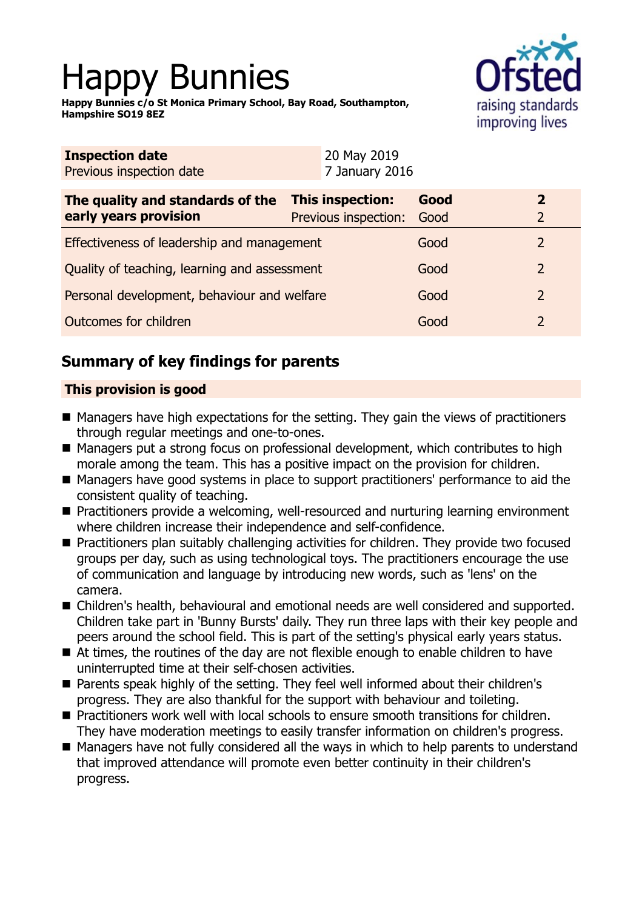# Happy Bunnies

**Happy Bunnies c/o St Monica Primary School, Bay Road, Southampton, Hampshire SO19 8EZ**

| **Inspection date** | 20 May 2019 |
|---|---|
| Previous inspection date | 7 January 2016 |

| **The quality and standards of the early years provision** | **This inspection:** | **Good** | **2** |
|---|---|---|---|
| | Previous inspection: | Good | 2 |
| Effectiveness of leadership and management | | Good | 2 |
| Quality of teaching, learning and assessment | | Good | 2 |
| Personal development, behaviour and welfare | | Good | 2 |
| Outcomes for children | | Good | 2 |

## Summary of key findings for parents

**This provision is good**

- Managers have high expectations for the setting. They gain the views of practitioners through regular meetings and one-to-ones.
- Managers put a strong focus on professional development, which contributes to high morale among the team. This has a positive impact on the provision for children.
- Managers have good systems in place to support practitioners' performance to aid the consistent quality of teaching.
- Practitioners provide a welcoming, well-resourced and nurturing learning environment where children increase their independence and self-confidence.
- Practitioners plan suitably challenging activities for children. They provide two focused groups per day, such as using technological toys. The practitioners encourage the use of communication and language by introducing new words, such as 'lens' on the camera.
- Children's health, behavioural and emotional needs are well considered and supported. Children take part in 'Bunny Bursts' daily. They run three laps with their key people and peers around the school field. This is part of the setting's physical early years status.
- At times, the routines of the day are not flexible enough to enable children to have uninterrupted time at their self-chosen activities.
- Parents speak highly of the setting. They feel well informed about their children's progress. They are also thankful for the support with behaviour and toileting.
- Practitioners work well with local schools to ensure smooth transitions for children. They have moderation meetings to easily transfer information on children's progress.
- Managers have not fully considered all the ways in which to help parents to understand that improved attendance will promote even better continuity in their children's progress.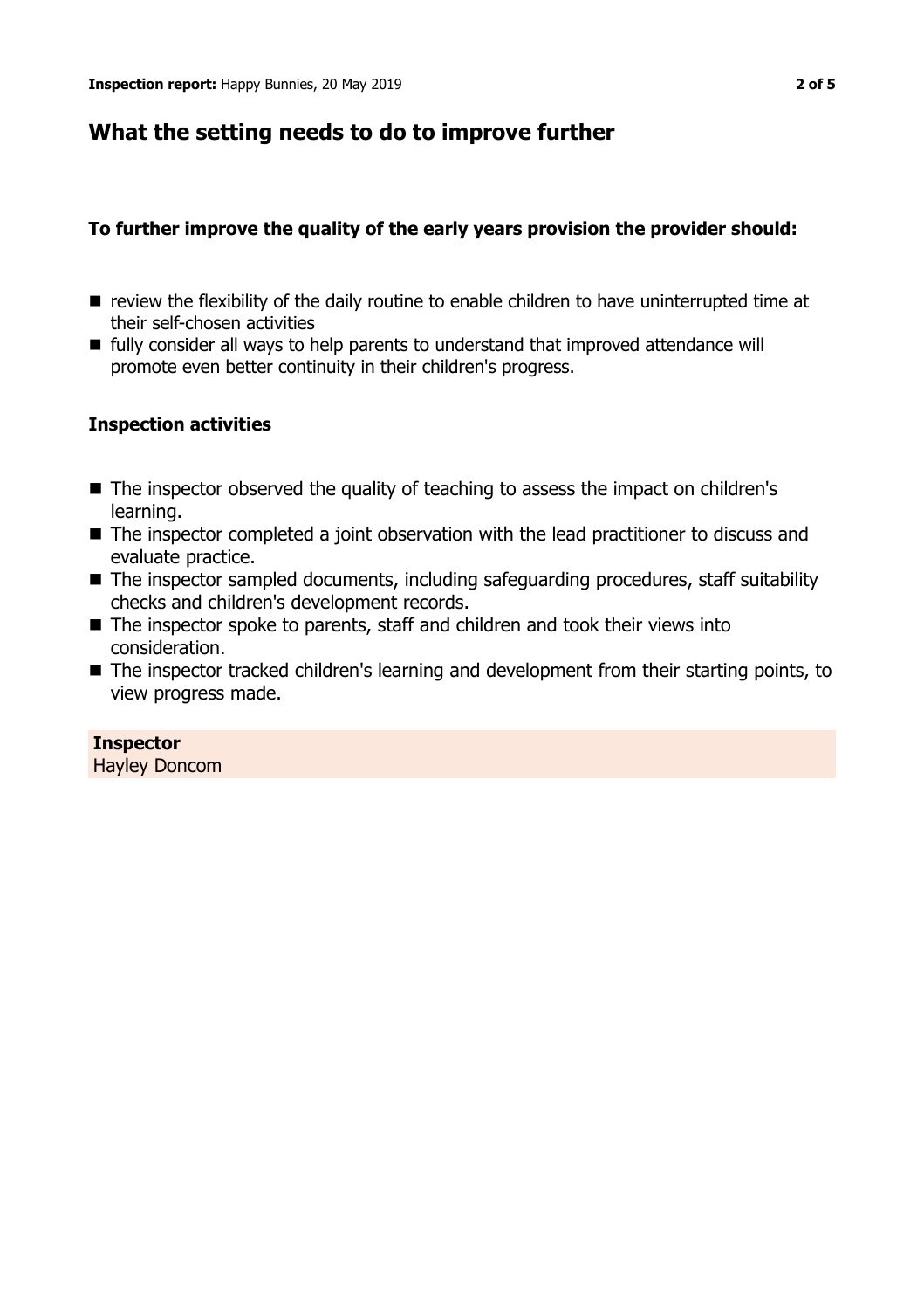## What the setting needs to do to improve further

**To further improve the quality of the early years provision the provider should:**

- review the flexibility of the daily routine to enable children to have uninterrupted time at their self-chosen activities
- fully consider all ways to help parents to understand that improved attendance will promote even better continuity in their children's progress.

**Inspection activities**

- The inspector observed the quality of teaching to assess the impact on children's learning.
- The inspector completed a joint observation with the lead practitioner to discuss and evaluate practice.
- The inspector sampled documents, including safeguarding procedures, staff suitability checks and children's development records.
- The inspector spoke to parents, staff and children and took their views into consideration.
- The inspector tracked children's learning and development from their starting points, to view progress made.

**Inspector**
Hayley Doncom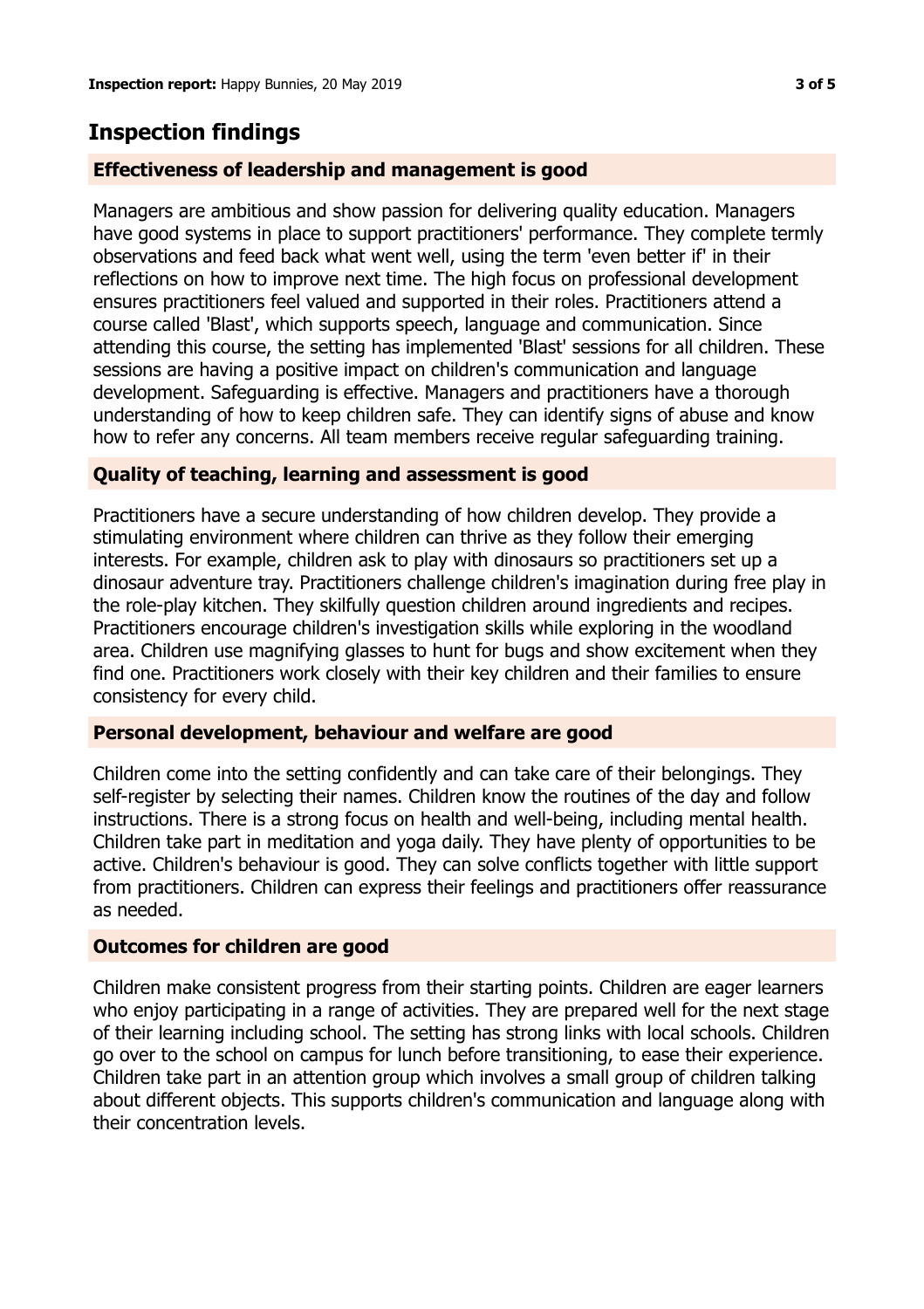## Inspection findings

### Effectiveness of leadership and management is good

Managers are ambitious and show passion for delivering quality education. Managers have good systems in place to support practitioners' performance. They complete termly observations and feed back what went well, using the term 'even better if' in their reflections on how to improve next time. The high focus on professional development ensures practitioners feel valued and supported in their roles. Practitioners attend a course called 'Blast', which supports speech, language and communication. Since attending this course, the setting has implemented 'Blast' sessions for all children. These sessions are having a positive impact on children's communication and language development. Safeguarding is effective. Managers and practitioners have a thorough understanding of how to keep children safe. They can identify signs of abuse and know how to refer any concerns. All team members receive regular safeguarding training.

### Quality of teaching, learning and assessment is good

Practitioners have a secure understanding of how children develop. They provide a stimulating environment where children can thrive as they follow their emerging interests. For example, children ask to play with dinosaurs so practitioners set up a dinosaur adventure tray. Practitioners challenge children's imagination during free play in the role-play kitchen. They skilfully question children around ingredients and recipes. Practitioners encourage children's investigation skills while exploring in the woodland area. Children use magnifying glasses to hunt for bugs and show excitement when they find one. Practitioners work closely with their key children and their families to ensure consistency for every child.

### Personal development, behaviour and welfare are good

Children come into the setting confidently and can take care of their belongings. They self-register by selecting their names. Children know the routines of the day and follow instructions. There is a strong focus on health and well-being, including mental health. Children take part in meditation and yoga daily. They have plenty of opportunities to be active. Children's behaviour is good. They can solve conflicts together with little support from practitioners. Children can express their feelings and practitioners offer reassurance as needed.

### Outcomes for children are good

Children make consistent progress from their starting points. Children are eager learners who enjoy participating in a range of activities. They are prepared well for the next stage of their learning including school. The setting has strong links with local schools. Children go over to the school on campus for lunch before transitioning, to ease their experience. Children take part in an attention group which involves a small group of children talking about different objects. This supports children's communication and language along with their concentration levels.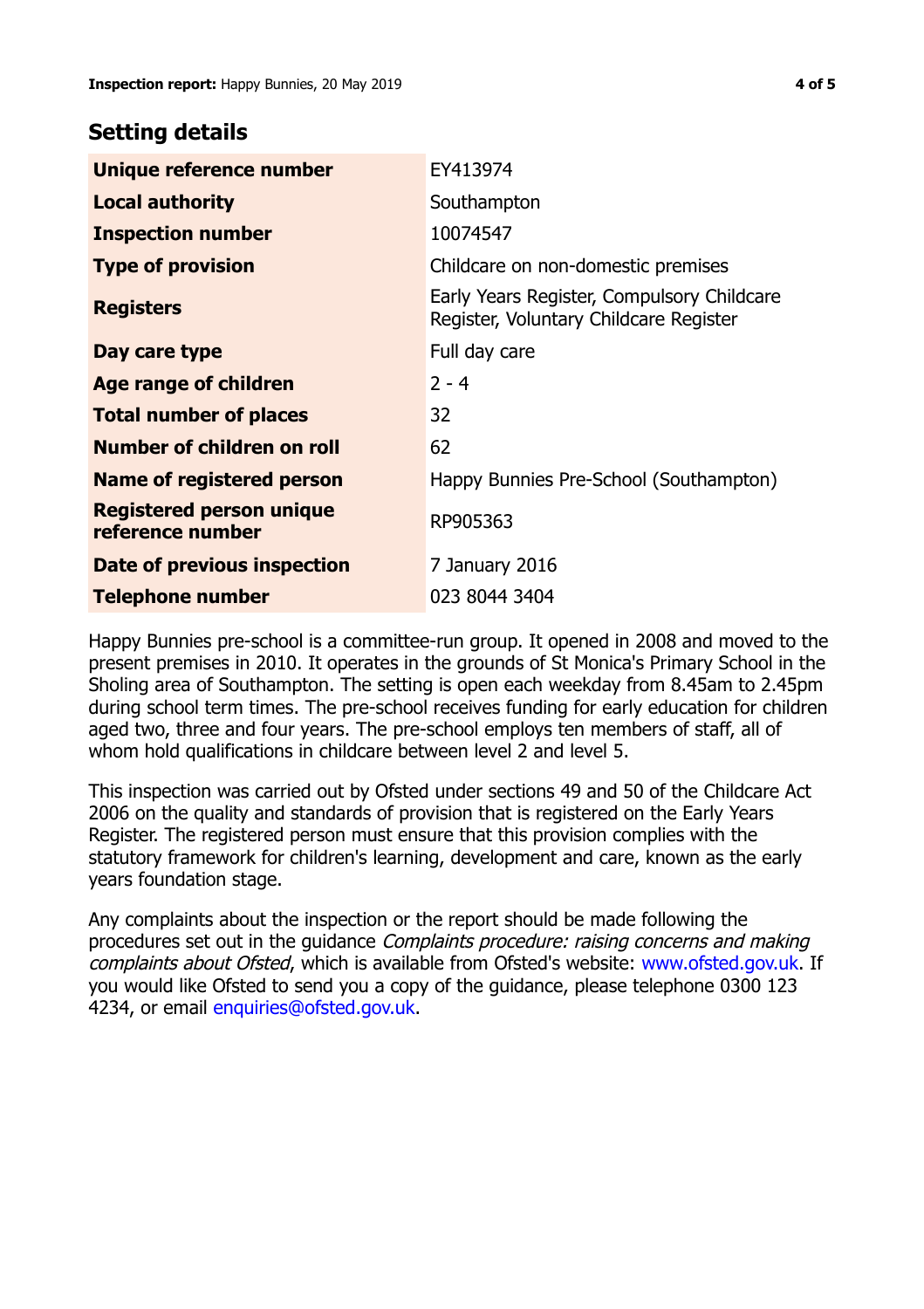## Setting details

| | |
|---|---|
| **Unique reference number** | EY413974 |
| **Local authority** | Southampton |
| **Inspection number** | 10074547 |
| **Type of provision** | Childcare on non-domestic premises |
| **Registers** | Early Years Register, Compulsory Childcare Register, Voluntary Childcare Register |
| **Day care type** | Full day care |
| **Age range of children** | 2 - 4 |
| **Total number of places** | 32 |
| **Number of children on roll** | 62 |
| **Name of registered person** | Happy Bunnies Pre-School (Southampton) |
| **Registered person unique reference number** | RP905363 |
| **Date of previous inspection** | 7 January 2016 |
| **Telephone number** | 023 8044 3404 |

Happy Bunnies pre-school is a committee-run group. It opened in 2008 and moved to the present premises in 2010. It operates in the grounds of St Monica's Primary School in the Sholing area of Southampton. The setting is open each weekday from 8.45am to 2.45pm during school term times. The pre-school receives funding for early education for children aged two, three and four years. The pre-school employs ten members of staff, all of whom hold qualifications in childcare between level 2 and level 5.

This inspection was carried out by Ofsted under sections 49 and 50 of the Childcare Act 2006 on the quality and standards of provision that is registered on the Early Years Register. The registered person must ensure that this provision complies with the statutory framework for children's learning, development and care, known as the early years foundation stage.

Any complaints about the inspection or the report should be made following the procedures set out in the guidance *Complaints procedure: raising concerns and making complaints about Ofsted*, which is available from Ofsted's website: www.ofsted.gov.uk. If you would like Ofsted to send you a copy of the guidance, please telephone 0300 123 4234, or email enquiries@ofsted.gov.uk.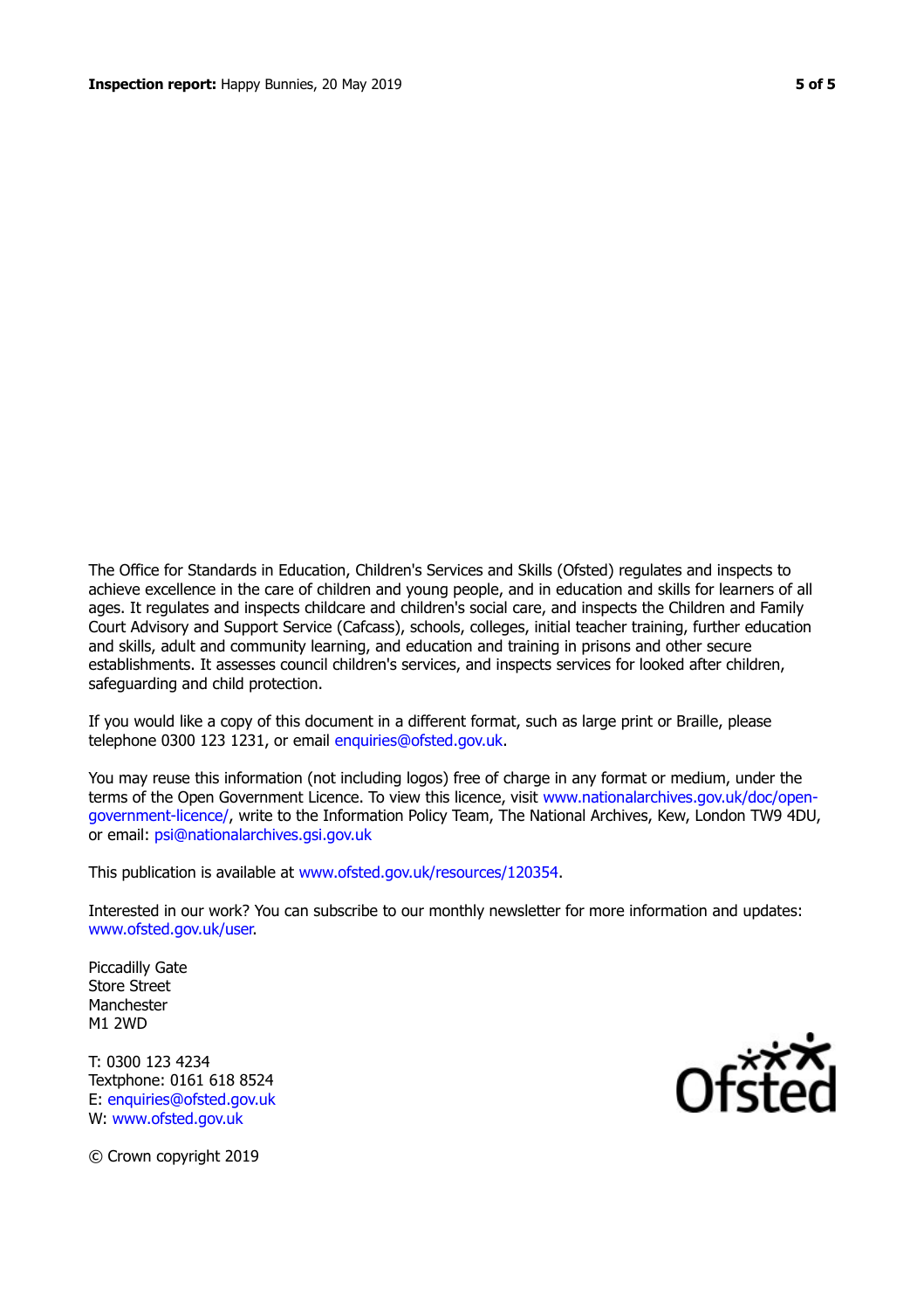The Office for Standards in Education, Children's Services and Skills (Ofsted) regulates and inspects to achieve excellence in the care of children and young people, and in education and skills for learners of all ages. It regulates and inspects childcare and children's social care, and inspects the Children and Family Court Advisory and Support Service (Cafcass), schools, colleges, initial teacher training, further education and skills, adult and community learning, and education and training in prisons and other secure establishments. It assesses council children's services, and inspects services for looked after children, safeguarding and child protection.

If you would like a copy of this document in a different format, such as large print or Braille, please telephone 0300 123 1231, or email enquiries@ofsted.gov.uk.

You may reuse this information (not including logos) free of charge in any format or medium, under the terms of the Open Government Licence. To view this licence, visit www.nationalarchives.gov.uk/doc/open-government-licence/, write to the Information Policy Team, The National Archives, Kew, London TW9 4DU, or email: psi@nationalarchives.gsi.gov.uk

This publication is available at www.ofsted.gov.uk/resources/120354.

Interested in our work? You can subscribe to our monthly newsletter for more information and updates: www.ofsted.gov.uk/user.

Piccadilly Gate
Store Street
Manchester
M1 2WD

T: 0300 123 4234
Textphone: 0161 618 8524
E: enquiries@ofsted.gov.uk
W: www.ofsted.gov.uk

© Crown copyright 2019